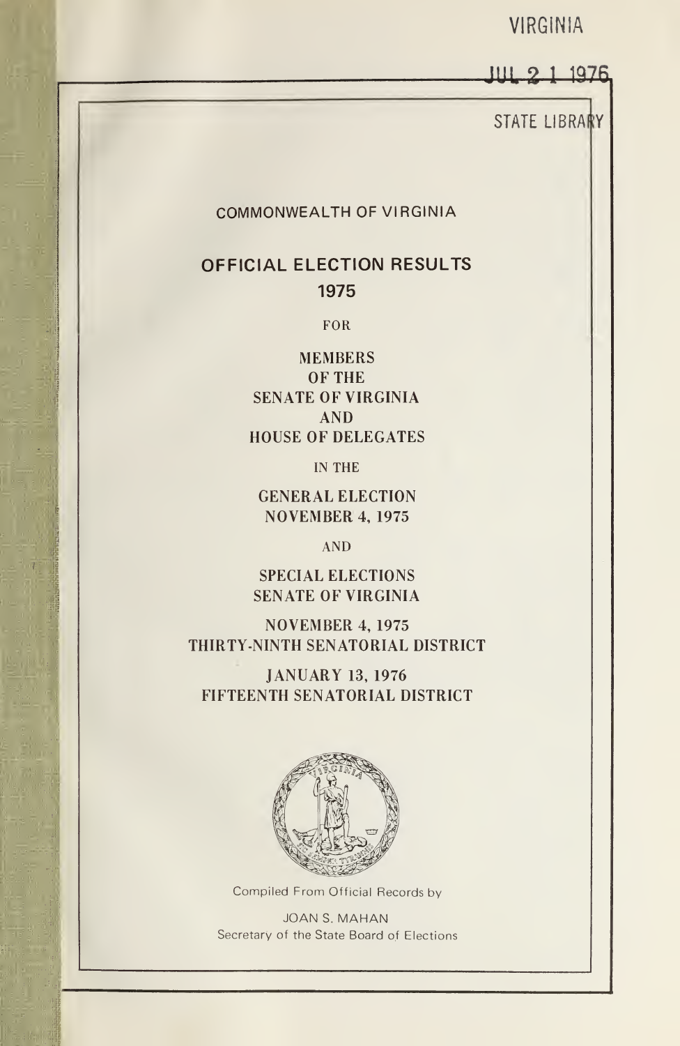VIRGINIA

JUL 2 1 1976

STATE LIBRARY

COMMONWEALTH OF VIRGINIA

# OFFICIAL ELECTION RESULTS 1975

FOR

MEMBERS
OF THE
SENATE OF VIRGINIA
AND
HOUSE OF DELEGATES

IN THE

GENERAL ELECTION
NOVEMBER 4, 1975

AND

SPECIAL ELECTIONS
SENATE OF VIRGINIA

NOVEMBER 4, 1975
THIRTY-NINTH SENATORIAL DISTRICT

JANUARY 13, 1976
FIFTEENTH SENATORIAL DISTRICT

Compiled From Official Records by

JOAN S. MAHAN
Secretary of the State Board of Elections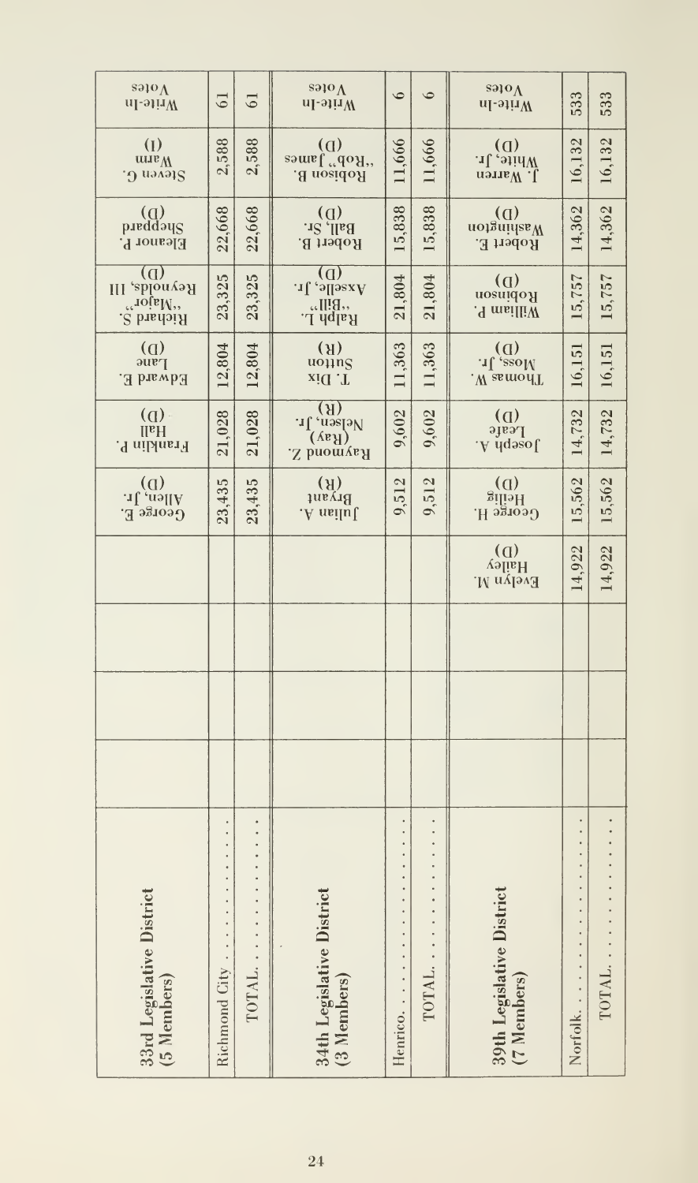| 33rd Legislative District (5 Members) | | | | | George E. Allen, Jr. (D) | Franklin P. Hall (D) | Edward E. Lane (D) | Richard S. "Major" Reynolds, III (D) | Eleanor P. Sheppard (D) | Steven G. Warm (I) | Write-in Votes |
|---|---|---|---|---|---|---|---|---|---|---|---|
| Richmond City . . . . . . . . . . . . | | | | | 23,435 | 21,028 | 12,804 | 23,325 | 22,668 | 2,588 | 61 |
| TOTAL. . . . . . . . . . . . . . . | | | | | 23,435 | 21,028 | 12,804 | 23,325 | 22,668 | 2,588 | 61 |

| 34th Legislative District (3 Members) | | | | | Julian A. Bryant (R) | Raymond Z. (Ray) Nelsen, Jr. (R) | T. Dix Sutton (R) | Ralph L. "Bill" Axselle, Jr. (D) | Robert B. Ball, Sr. (D) | Robison B. "Rob" James (D) | Write-in Votes |
|---|---|---|---|---|---|---|---|---|---|---|---|
| Henrico. . . . . . . . . . . . . . . | | | | | 9,512 | 9,602 | 11,363 | 21,804 | 15,838 | 11,666 | 9 |
| TOTAL. . . . . . . . . . . . . . . | | | | | 9,512 | 9,602 | 11,363 | 21,804 | 15,838 | 11,666 | 9 |

| 39th Legislative District (7 Members) | | | | Evelyn M. Hailey (D) | George H. Heilig (D) | Joseph A. Leafe (D) | Thomas W. Moss, Jr. (D) | William P. Robinson (D) | Robert E. Washington (D) | J. Warren White, Jr. (D) | Write-in Votes |
|---|---|---|---|---|---|---|---|---|---|---|---|
| Norfolk. . . . . . . . . . . . . . . | | | | 14,922 | 15,562 | 14,732 | 16,151 | 15,757 | 14,362 | 16,132 | 533 |
| TOTAL. . . . . . . . . . . . . . . | | | | 14,922 | 15,562 | 14,732 | 16,151 | 15,757 | 14,362 | 16,132 | 533 |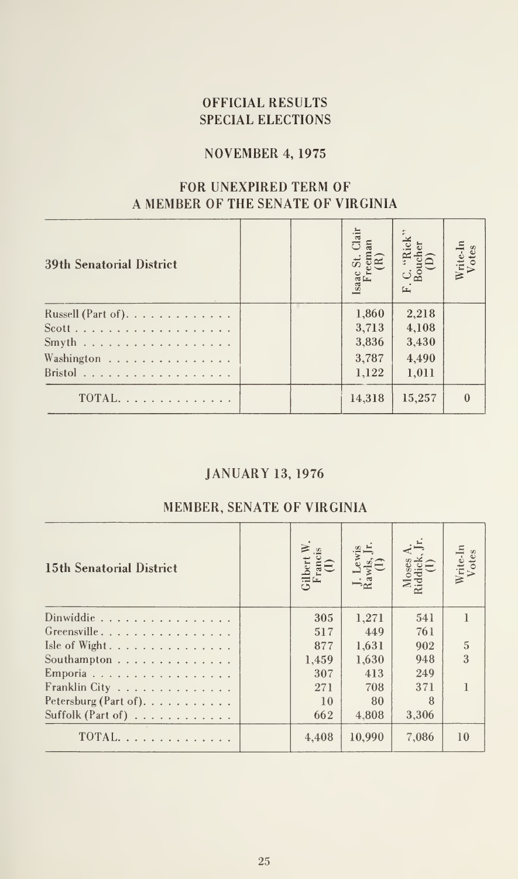## OFFICIAL RESULTS
## SPECIAL ELECTIONS

### NOVEMBER 4, 1975

### FOR UNEXPIRED TERM OF A MEMBER OF THE SENATE OF VIRGINIA

| 39th Senatorial District | | | Isaac St. Clair Freeman (R) | F. C. "Rick" Boucher (D) | Write-In Votes |
|---|---|---|---|---|---|
| Russell (Part of) | | | 1,860 | 2,218 | |
| Scott | | | 3,713 | 4,108 | |
| Smyth | | | 3,836 | 3,430 | |
| Washington | | | 3,787 | 4,490 | |
| Bristol | | | 1,122 | 1,011 | |
| TOTAL | | | 14,318 | 15,257 | 0 |

### JANUARY 13, 1976

### MEMBER, SENATE OF VIRGINIA

| 15th Senatorial District | | Gilbert W. Francis (I) | J. Lewis Rawls, Jr. (I) | Moses A. Riddick, Jr. (I) | Write-In Votes |
|---|---|---|---|---|---|
| Dinwiddie | | 305 | 1,271 | 541 | 1 |
| Greensville | | 517 | 449 | 761 | |
| Isle of Wight | | 877 | 1,631 | 902 | 5 |
| Southampton | | 1,459 | 1,630 | 948 | 3 |
| Emporia | | 307 | 413 | 249 | |
| Franklin City | | 271 | 708 | 371 | 1 |
| Petersburg (Part of) | | 10 | 80 | 8 | |
| Suffolk (Part of) | | 662 | 4,808 | 3,306 | |
| TOTAL | | 4,408 | 10,990 | 7,086 | 10 |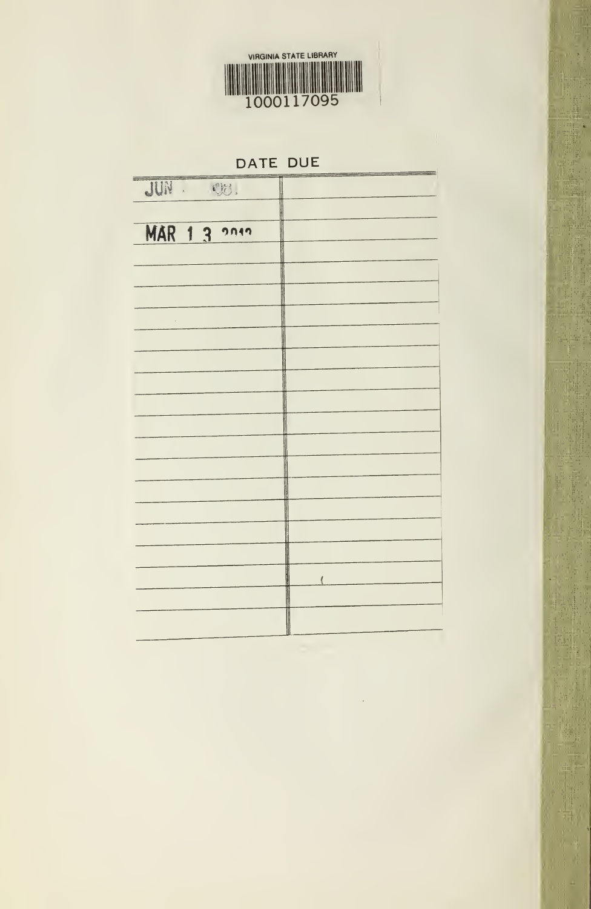VIRGINIA STATE LIBRARY

1000117095

DATE DUE

| | |
|---|---|
| JUN . '98 | |
| | |
| MAR 1 3 2012 | |
| | |
| | |
| | |
| | |
| | |
| | |
| | |
| | |
| | |
| | |
| | |
| | |
| | |
| | |
| | |
| | |
| | |